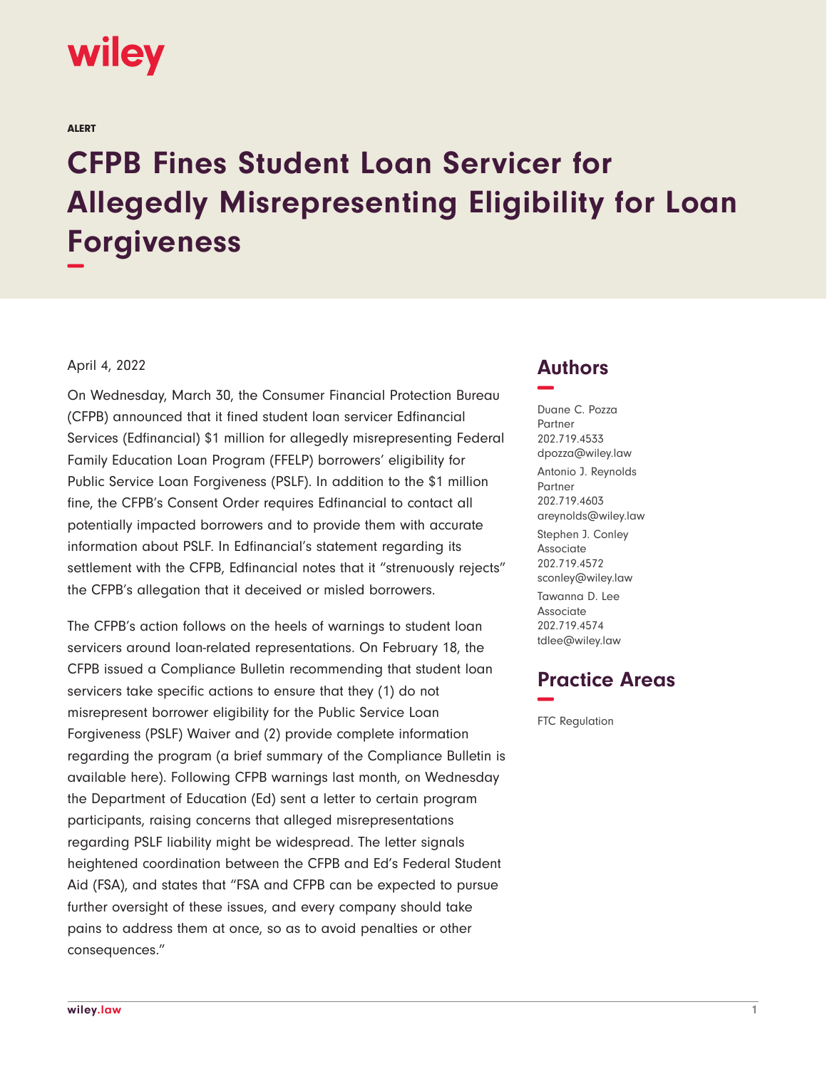wiley

ALERT

# CFPB Fines Student Loan Servicer for Allegedly Misrepresenting Eligibility for Loan Forgiveness

April 4, 2022

On Wednesday, March 30, the Consumer Financial Protection Bureau (CFPB) announced that it fined student loan servicer Edfinancial Services (Edfinancial) $1 million for allegedly misrepresenting Federal Family Education Loan Program (FFELP) borrowers' eligibility for Public Service Loan Forgiveness (PSLF). In addition to the $1 million fine, the CFPB's Consent Order requires Edfinancial to contact all potentially impacted borrowers and to provide them with accurate information about PSLF. In Edfinancial's statement regarding its settlement with the CFPB, Edfinancial notes that it "strenuously rejects" the CFPB's allegation that it deceived or misled borrowers.

The CFPB's action follows on the heels of warnings to student loan servicers around loan-related representations. On February 18, the CFPB issued a Compliance Bulletin recommending that student loan servicers take specific actions to ensure that they (1) do not misrepresent borrower eligibility for the Public Service Loan Forgiveness (PSLF) Waiver and (2) provide complete information regarding the program (a brief summary of the Compliance Bulletin is available here). Following CFPB warnings last month, on Wednesday the Department of Education (Ed) sent a letter to certain program participants, raising concerns that alleged misrepresentations regarding PSLF liability might be widespread. The letter signals heightened coordination between the CFPB and Ed's Federal Student Aid (FSA), and states that "FSA and CFPB can be expected to pursue further oversight of these issues, and every company should take pains to address them at once, so as to avoid penalties or other consequences."

## Authors

Duane C. Pozza
Partner
202.719.4533
dpozza@wiley.law

Antonio J. Reynolds
Partner
202.719.4603
areynolds@wiley.law

Stephen J. Conley
Associate
202.719.4572
sconley@wiley.law

Tawanna D. Lee
Associate
202.719.4574
tdlee@wiley.law

## Practice Areas

FTC Regulation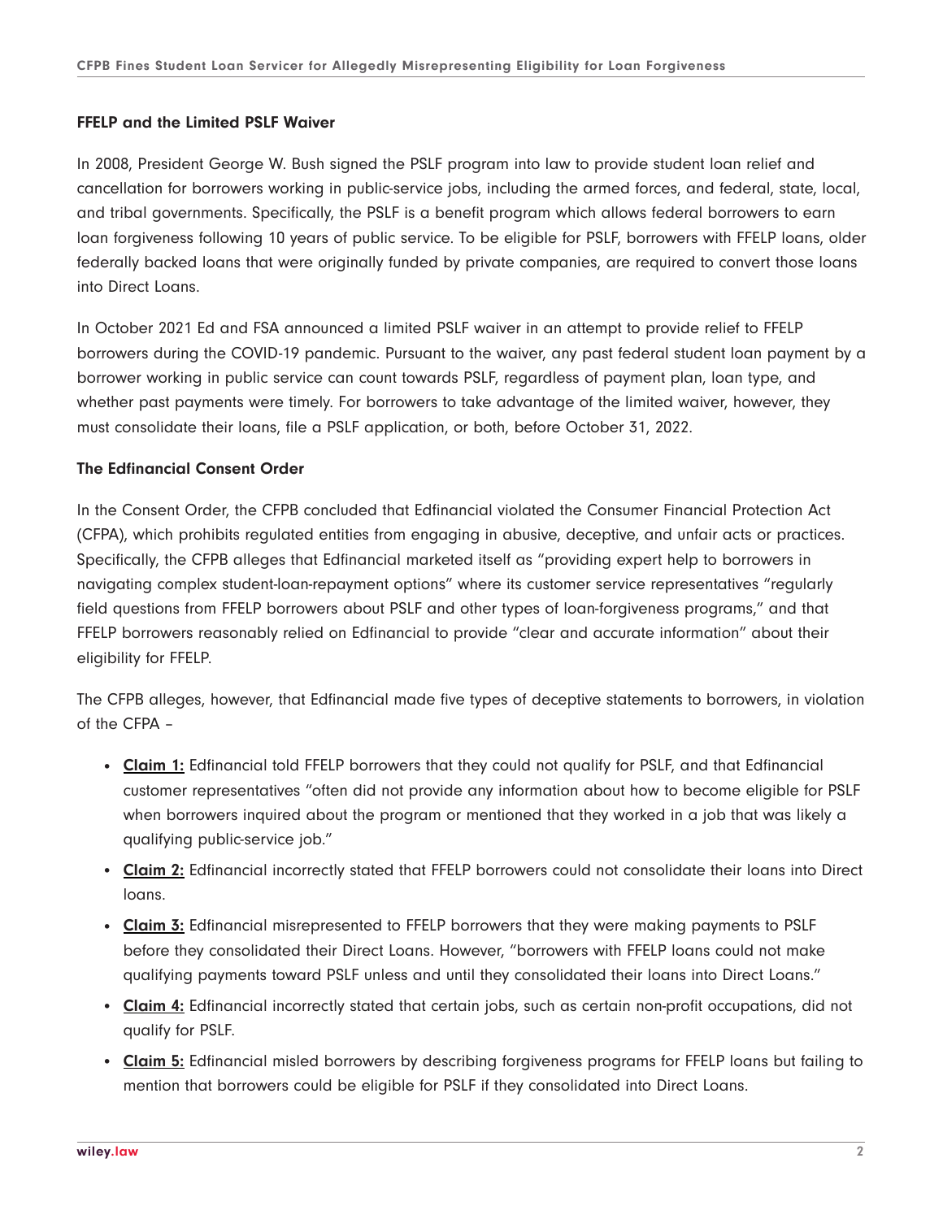### FFELP and the Limited PSLF Waiver

In 2008, President George W. Bush signed the PSLF program into law to provide student loan relief and cancellation for borrowers working in public-service jobs, including the armed forces, and federal, state, local, and tribal governments. Specifically, the PSLF is a benefit program which allows federal borrowers to earn loan forgiveness following 10 years of public service. To be eligible for PSLF, borrowers with FFELP loans, older federally backed loans that were originally funded by private companies, are required to convert those loans into Direct Loans.

In October 2021 Ed and FSA announced a limited PSLF waiver in an attempt to provide relief to FFELP borrowers during the COVID-19 pandemic. Pursuant to the waiver, any past federal student loan payment by a borrower working in public service can count towards PSLF, regardless of payment plan, loan type, and whether past payments were timely. For borrowers to take advantage of the limited waiver, however, they must consolidate their loans, file a PSLF application, or both, before October 31, 2022.

### The Edfinancial Consent Order

In the Consent Order, the CFPB concluded that Edfinancial violated the Consumer Financial Protection Act (CFPA), which prohibits regulated entities from engaging in abusive, deceptive, and unfair acts or practices. Specifically, the CFPB alleges that Edfinancial marketed itself as "providing expert help to borrowers in navigating complex student-loan-repayment options" where its customer service representatives "regularly field questions from FFELP borrowers about PSLF and other types of loan-forgiveness programs," and that FFELP borrowers reasonably relied on Edfinancial to provide "clear and accurate information" about their eligibility for FFELP.

The CFPB alleges, however, that Edfinancial made five types of deceptive statements to borrowers, in violation of the CFPA –

- **Claim 1:** Edfinancial told FFELP borrowers that they could not qualify for PSLF, and that Edfinancial customer representatives "often did not provide any information about how to become eligible for PSLF when borrowers inquired about the program or mentioned that they worked in a job that was likely a qualifying public-service job."
- **Claim 2:** Edfinancial incorrectly stated that FFELP borrowers could not consolidate their loans into Direct loans.
- **Claim 3:** Edfinancial misrepresented to FFELP borrowers that they were making payments to PSLF before they consolidated their Direct Loans. However, "borrowers with FFELP loans could not make qualifying payments toward PSLF unless and until they consolidated their loans into Direct Loans."
- **Claim 4:** Edfinancial incorrectly stated that certain jobs, such as certain non-profit occupations, did not qualify for PSLF.
- **Claim 5:** Edfinancial misled borrowers by describing forgiveness programs for FFELP loans but failing to mention that borrowers could be eligible for PSLF if they consolidated into Direct Loans.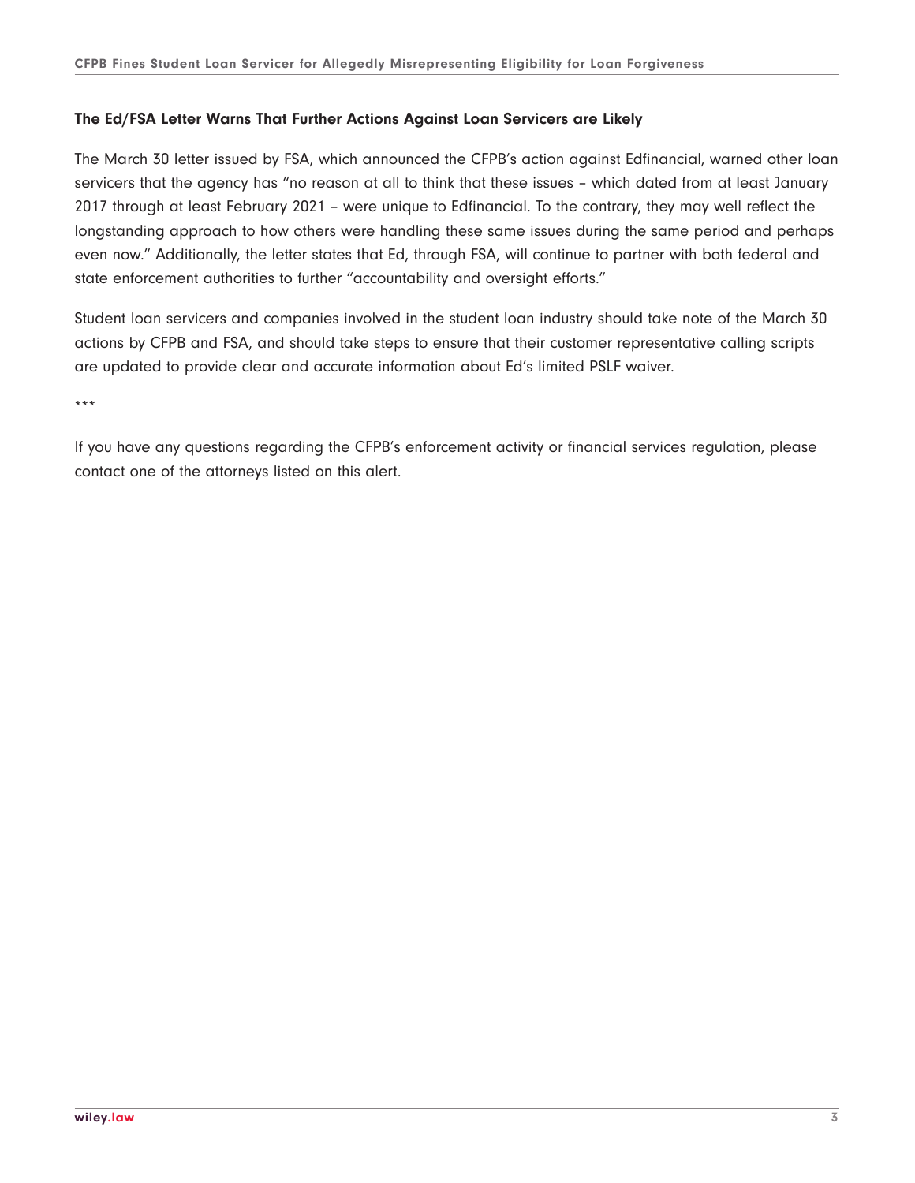### The Ed/FSA Letter Warns That Further Actions Against Loan Servicers are Likely

The March 30 letter issued by FSA, which announced the CFPB's action against Edfinancial, warned other loan servicers that the agency has "no reason at all to think that these issues – which dated from at least January 2017 through at least February 2021 – were unique to Edfinancial. To the contrary, they may well reflect the longstanding approach to how others were handling these same issues during the same period and perhaps even now." Additionally, the letter states that Ed, through FSA, will continue to partner with both federal and state enforcement authorities to further "accountability and oversight efforts."

Student loan servicers and companies involved in the student loan industry should take note of the March 30 actions by CFPB and FSA, and should take steps to ensure that their customer representative calling scripts are updated to provide clear and accurate information about Ed's limited PSLF waiver.

***

If you have any questions regarding the CFPB's enforcement activity or financial services regulation, please contact one of the attorneys listed on this alert.